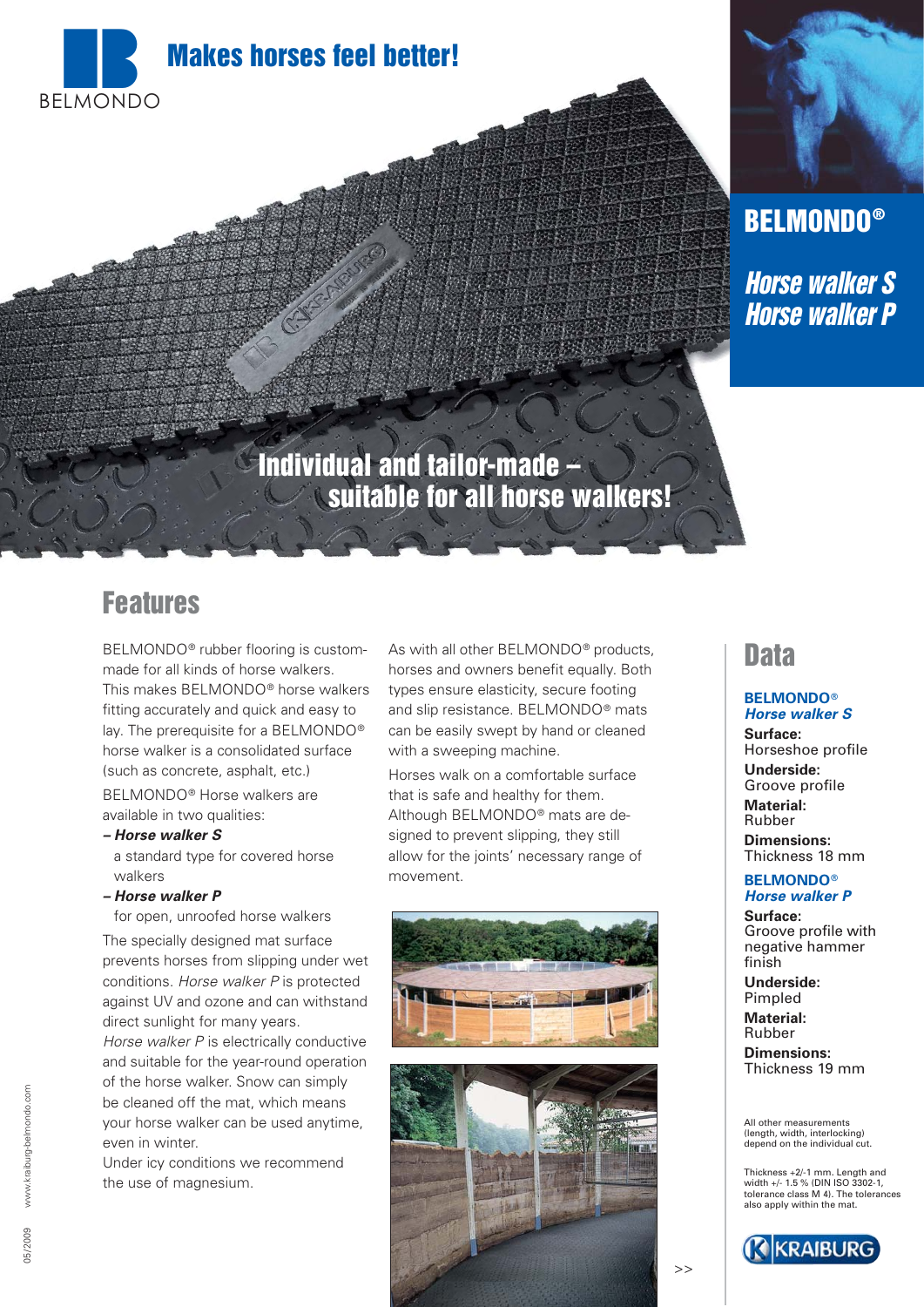BELMONDO

# Makes horses feel better!

## BELMONDO®

## *Horse walker S*
## *Horse walker P*

## Individual and tailor-made – suitable for all horse walkers!

## Features

BELMONDO® rubber flooring is custom-made for all kinds of horse walkers. This makes BELMONDO® horse walkers fitting accurately and quick and easy to lay. The prerequisite for a BELMONDO® horse walker is a consolidated surface (such as concrete, asphalt, etc.)

BELMONDO® Horse walkers are available in two qualities:

- ***– Horse walker S***
  a standard type for covered horse walkers
- ***– Horse walker P***
  for open, unroofed horse walkers

The specially designed mat surface prevents horses from slipping under wet conditions. *Horse walker P* is protected against UV and ozone and can withstand direct sunlight for many years.
*Horse walker P* is electrically conductive and suitable for the year-round operation of the horse walker. Snow can simply be cleaned off the mat, which means your horse walker can be used anytime, even in winter.
Under icy conditions we recommend the use of magnesium.

As with all other BELMONDO® products, horses and owners benefit equally. Both types ensure elasticity, secure footing and slip resistance. BELMONDO® mats can be easily swept by hand or cleaned with a sweeping machine.

Horses walk on a comfortable surface that is safe and healthy for them. Although BELMONDO® mats are designed to prevent slipping, they still allow for the joints' necessary range of movement.

>>

## Data

**BELMONDO®**
***Horse walker S***

**Surface:**
Horseshoe profile
**Underside:**
Groove profile
**Material:**
Rubber
**Dimensions:**
Thickness 18 mm

**BELMONDO®**
***Horse walker P***

**Surface:**
Groove profile with negative hammer finish
**Underside:**
Pimpled
**Material:**
Rubber
**Dimensions:**
Thickness 19 mm

All other measurements (length, width, interlocking) depend on the individual cut.

Thickness +2/-1 mm. Length and width +/- 1.5 % (DIN ISO 3302-1, tolerance class M 4). The tolerances also apply within the mat.

KRAIBURG

05/2009 www.kraiburg-belmondo.com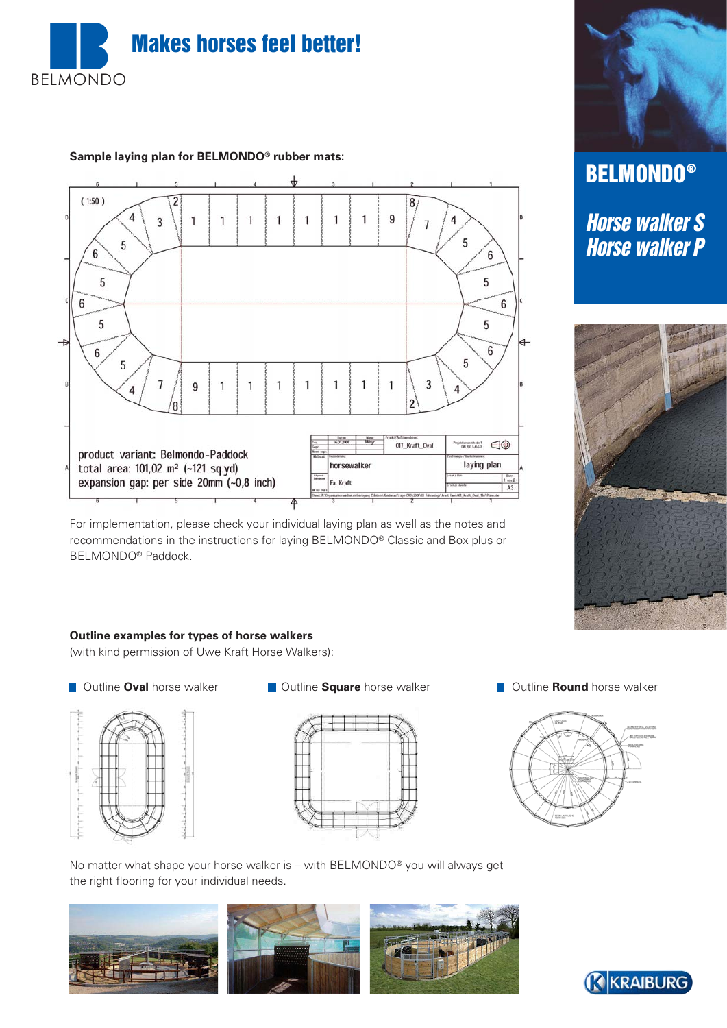# Makes horses feel better!

BELMONDO

## BELMONDO®

## *Horse walker S*
## *Horse walker P*

**Sample laying plan for BELMONDO® rubber mats:**

( 1:50 )

product variant: Belmondo-Paddock
total area: 101,02 m² (~121 sq.yd)
expansion gap: per side 20mm (~0,8 inch)

horsewalker
laying plan
Fa. Kraft
017_Kraft_Oval

For implementation, please check your individual laying plan as well as the notes and recommendations in the instructions for laying BELMONDO® Classic and Box plus or BELMONDO® Paddock.

**Outline examples for types of horse walkers**
(with kind permission of Uwe Kraft Horse Walkers):

- Outline **Oval** horse walker
- Outline **Square** horse walker
- Outline **Round** horse walker

No matter what shape your horse walker is – with BELMONDO® you will always get the right flooring for your individual needs.

KRAIBURG